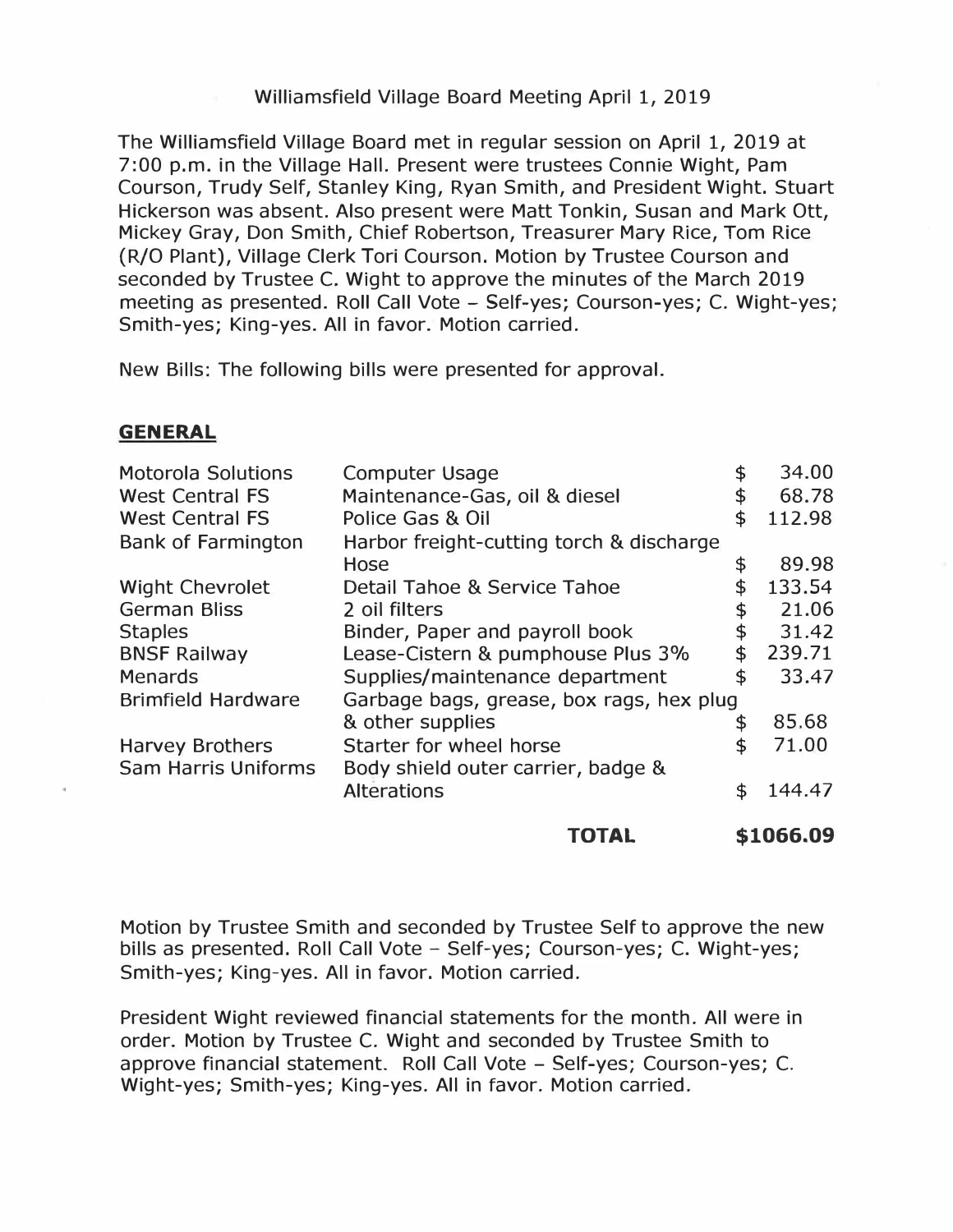Williamsfield Village Board Meeting April 1, 2019

The Williamsfield Village Board met in regular session on April 1, 2019 at 7:00 p.m. in the Village Hall. Present were trustees Connie Wight, Pam Courson, Trudy Self, Stanley King, Ryan Smith, and President Wight. Stuart Hickerson was absent. Also present were Matt Tonkin, Susan and Mark Ott, Mickey Gray, Don Smith, Chief Robertson, Treasurer Mary Rice, Tom Rice (R/O Plant), Village Clerk Tori Courson. Motion by Trustee Courson and seconded by Trustee C. Wight to approve the minutes of the March 2019 meeting as presented. Roll Call Vote – Self-yes; Courson-yes; C. Wight-yes; Smith-yes; King-yes. All in favor. Motion carried.

New Bills: The following bills were presented for approval.

## GENERAL

| Vendor | Description | Amount |
|---|---|---|
| Motorola Solutions | Computer Usage | $ 34.00 |
| West Central FS | Maintenance-Gas, oil & diesel | $ 68.78 |
| West Central FS | Police Gas & Oil | $ 112.98 |
| Bank of Farmington | Harbor freight-cutting torch & discharge Hose | $ 89.98 |
| Wight Chevrolet | Detail Tahoe & Service Tahoe | $ 133.54 |
| German Bliss | 2 oil filters | $ 21.06 |
| Staples | Binder, Paper and payroll book | $ 31.42 |
| BNSF Railway | Lease-Cistern & pumphouse Plus 3% | $ 239.71 |
| Menards | Supplies/maintenance department | $ 33.47 |
| Brimfield Hardware | Garbage bags, grease, box rags, hex plug & other supplies | $ 85.68 |
| Harvey Brothers | Starter for wheel horse | $ 71.00 |
| Sam Harris Uniforms | Body shield outer carrier, badge & Alterations | $ 144.47 |
| | **TOTAL** | **$1066.09** |

Motion by Trustee Smith and seconded by Trustee Self to approve the new bills as presented. Roll Call Vote – Self-yes; Courson-yes; C. Wight-yes; Smith-yes; King-yes. All in favor. Motion carried.

President Wight reviewed financial statements for the month. All were in order. Motion by Trustee C. Wight and seconded by Trustee Smith to approve financial statement. Roll Call Vote – Self-yes; Courson-yes; C. Wight-yes; Smith-yes; King-yes. All in favor. Motion carried.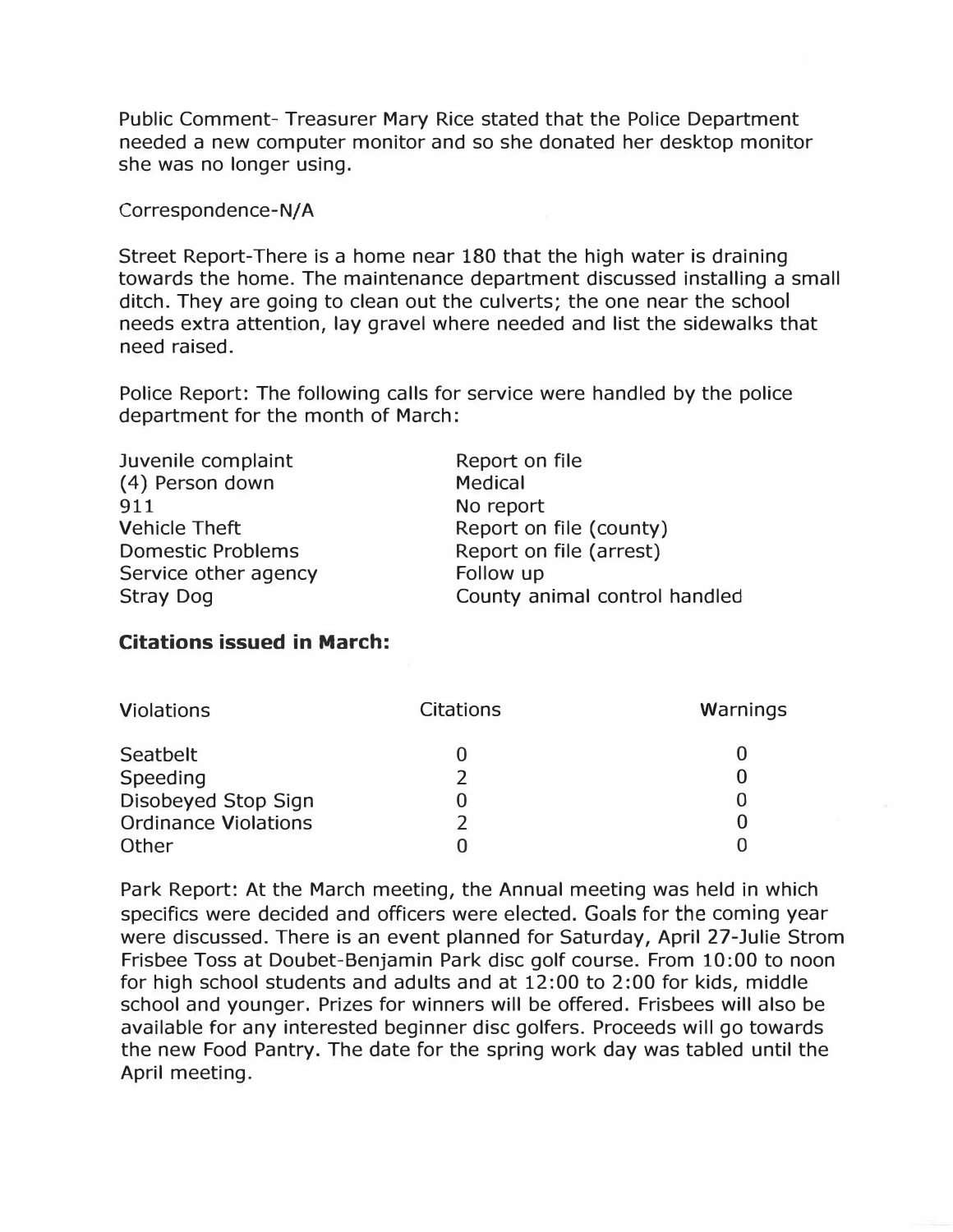Public Comment- Treasurer Mary Rice stated that the Police Department needed a new computer monitor and so she donated her desktop monitor she was no longer using.

Correspondence-N/A

Street Report-There is a home near 180 that the high water is draining towards the home. The maintenance department discussed installing a small ditch. They are going to clean out the culverts; the one near the school needs extra attention, lay gravel where needed and list the sidewalks that need raised.

Police Report: The following calls for service were handled by the police department for the month of March:

| | |
|---|---|
| Juvenile complaint | Report on file |
| (4) Person down | Medical |
| 911 | No report |
| Vehicle Theft | Report on file (county) |
| Domestic Problems | Report on file (arrest) |
| Service other agency | Follow up |
| Stray Dog | County animal control handled |

**Citations issued in March:**

| Violations | Citations | Warnings |
|---|---|---|
| Seatbelt | 0 | 0 |
| Speeding | 2 | 0 |
| Disobeyed Stop Sign | 0 | 0 |
| Ordinance Violations | 2 | 0 |
| Other | 0 | 0 |

Park Report: At the March meeting, the Annual meeting was held in which specifics were decided and officers were elected. Goals for the coming year were discussed. There is an event planned for Saturday, April 27-Julie Strom Frisbee Toss at Doubet-Benjamin Park disc golf course. From 10:00 to noon for high school students and adults and at 12:00 to 2:00 for kids, middle school and younger. Prizes for winners will be offered. Frisbees will also be available for any interested beginner disc golfers. Proceeds will go towards the new Food Pantry. The date for the spring work day was tabled until the April meeting.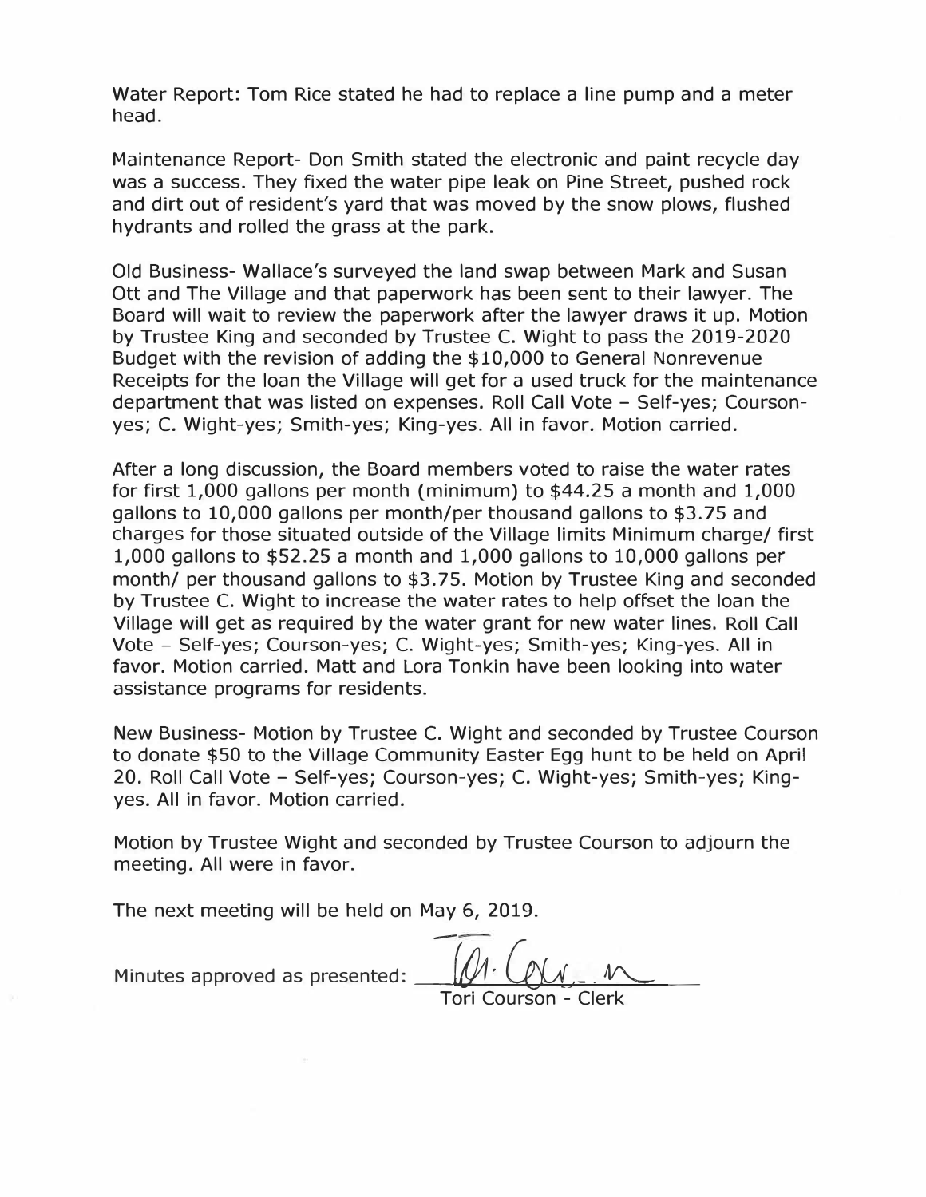Water Report: Tom Rice stated he had to replace a line pump and a meter head.

Maintenance Report- Don Smith stated the electronic and paint recycle day was a success. They fixed the water pipe leak on Pine Street, pushed rock and dirt out of resident's yard that was moved by the snow plows, flushed hydrants and rolled the grass at the park.

Old Business- Wallace's surveyed the land swap between Mark and Susan Ott and The Village and that paperwork has been sent to their lawyer. The Board will wait to review the paperwork after the lawyer draws it up. Motion by Trustee King and seconded by Trustee C. Wight to pass the 2019-2020 Budget with the revision of adding the $10,000 to General Nonrevenue Receipts for the loan the Village will get for a used truck for the maintenance department that was listed on expenses. Roll Call Vote – Self-yes; Courson-yes; C. Wight-yes; Smith-yes; King-yes. All in favor. Motion carried.

After a long discussion, the Board members voted to raise the water rates for first 1,000 gallons per month (minimum) to $44.25 a month and 1,000 gallons to 10,000 gallons per month/per thousand gallons to $3.75 and charges for those situated outside of the Village limits Minimum charge/ first 1,000 gallons to $52.25 a month and 1,000 gallons to 10,000 gallons per month/ per thousand gallons to $3.75. Motion by Trustee King and seconded by Trustee C. Wight to increase the water rates to help offset the loan the Village will get as required by the water grant for new water lines. Roll Call Vote – Self-yes; Courson-yes; C. Wight-yes; Smith-yes; King-yes. All in favor. Motion carried. Matt and Lora Tonkin have been looking into water assistance programs for residents.

New Business- Motion by Trustee C. Wight and seconded by Trustee Courson to donate $50 to the Village Community Easter Egg hunt to be held on April 20. Roll Call Vote – Self-yes; Courson-yes; C. Wight-yes; Smith-yes; King-yes. All in favor. Motion carried.

Motion by Trustee Wight and seconded by Trustee Courson to adjourn the meeting. All were in favor.

The next meeting will be held on May 6, 2019.

Minutes approved as presented: Tori Courson

Tori Courson - Clerk